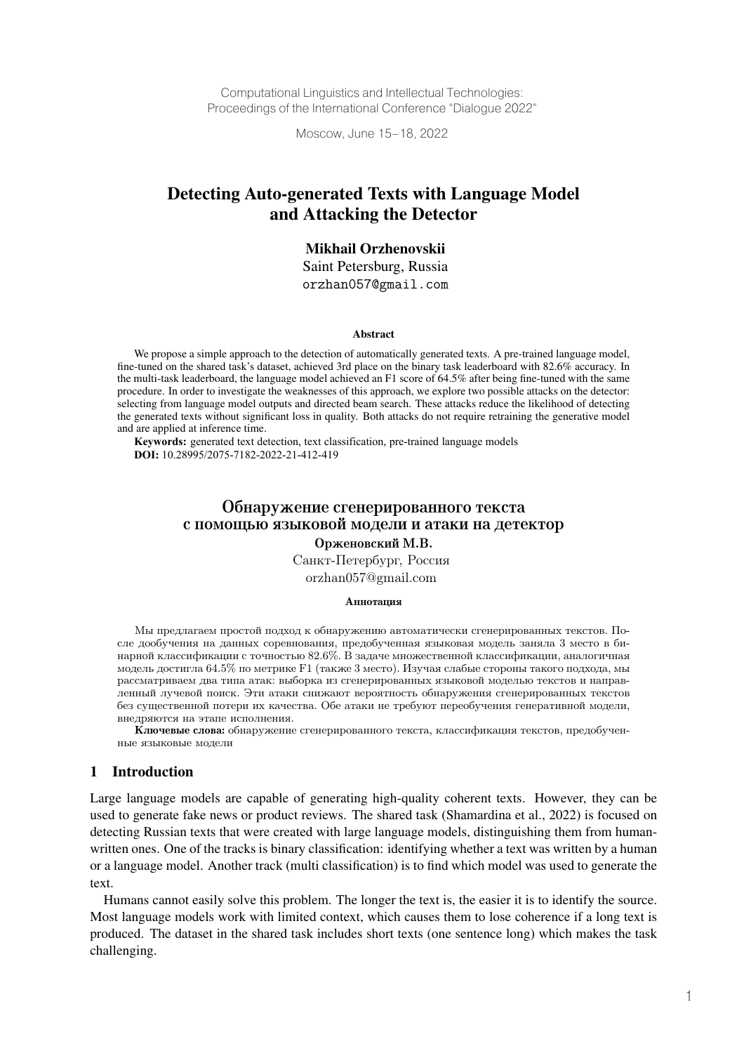Computational Linguistics and Intellectual Technologies:
Proceedings of the International Conference "Dialogue 2022"

Moscow, June 15–18, 2022

# Detecting Auto-generated Texts with Language Model and Attacking the Detector

**Mikhail Orzhenovskii**
Saint Petersburg, Russia
orzhan057@gmail.com

**Abstract**

We propose a simple approach to the detection of automatically generated texts. A pre-trained language model, fine-tuned on the shared task's dataset, achieved 3rd place on the binary task leaderboard with 82.6% accuracy. In the multi-task leaderboard, the language model achieved an F1 score of 64.5% after being fine-tuned with the same procedure. In order to investigate the weaknesses of this approach, we explore two possible attacks on the detector: selecting from language model outputs and directed beam search. These attacks reduce the likelihood of detecting the generated texts without significant loss in quality. Both attacks do not require retraining the generative model and are applied at inference time.

**Keywords:** generated text detection, text classification, pre-trained language models
**DOI:** 10.28995/2075-7182-2022-21-412-419

# Обнаружение сгенерированного текста с помощью языковой модели и атаки на детектор

**Орженовский М.В.**
Санкт-Петербург, Россия
orzhan057@gmail.com

**Аннотация**

Мы предлагаем простой подход к обнаружению автоматически сгенерированных текстов. После дообучения на данных соревнования, предобученная языковая модель заняла 3 место в бинарной классификации с точностью 82.6%. В задаче множественной классификации, аналогичная модель достигла 64.5% по метрике F1 (также 3 место). Изучая слабые стороны такого подхода, мы рассматриваем два типа атак: выборка из сгенерированных языковой моделью текстов и направленный лучевой поиск. Эти атаки снижают вероятность обнаружения сгенерированных текстов без существенной потери их качества. Обе атаки не требуют переобучения генеративной модели, внедряются на этапе исполнения.

**Ключевые слова:** обнаружение сгенерированного текста, классификация текстов, предобученные языковые модели

## 1 Introduction

Large language models are capable of generating high-quality coherent texts. However, they can be used to generate fake news or product reviews. The shared task (Shamardina et al., 2022) is focused on detecting Russian texts that were created with large language models, distinguishing them from human-written ones. One of the tracks is binary classification: identifying whether a text was written by a human or a language model. Another track (multi classification) is to find which model was used to generate the text.

Humans cannot easily solve this problem. The longer the text is, the easier it is to identify the source. Most language models work with limited context, which causes them to lose coherence if a long text is produced. The dataset in the shared task includes short texts (one sentence long) which makes the task challenging.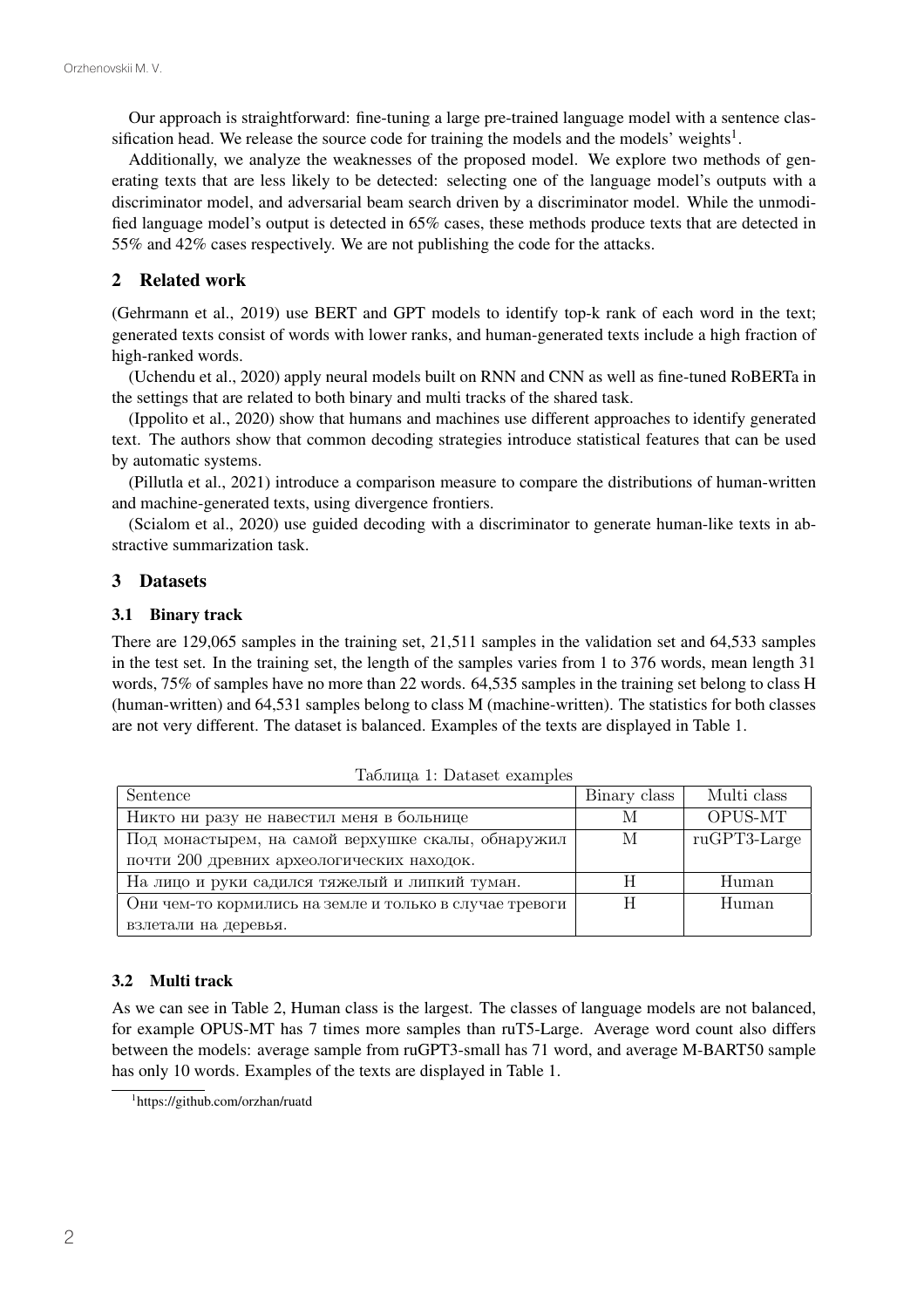Our approach is straightforward: fine-tuning a large pre-trained language model with a sentence classification head. We release the source code for training the models and the models' weights[1].

Additionally, we analyze the weaknesses of the proposed model. We explore two methods of generating texts that are less likely to be detected: selecting one of the language model's outputs with a discriminator model, and adversarial beam search driven by a discriminator model. While the unmodified language model's output is detected in 65% cases, these methods produce texts that are detected in 55% and 42% cases respectively. We are not publishing the code for the attacks.

## 2 Related work

(Gehrmann et al., 2019) use BERT and GPT models to identify top-k rank of each word in the text; generated texts consist of words with lower ranks, and human-generated texts include a high fraction of high-ranked words.

(Uchendu et al., 2020) apply neural models built on RNN and CNN as well as fine-tuned RoBERTa in the settings that are related to both binary and multi tracks of the shared task.

(Ippolito et al., 2020) show that humans and machines use different approaches to identify generated text. The authors show that common decoding strategies introduce statistical features that can be used by automatic systems.

(Pillutla et al., 2021) introduce a comparison measure to compare the distributions of human-written and machine-generated texts, using divergence frontiers.

(Scialom et al., 2020) use guided decoding with a discriminator to generate human-like texts in abstractive summarization task.

## 3 Datasets

### 3.1 Binary track

There are 129,065 samples in the training set, 21,511 samples in the validation set and 64,533 samples in the test set. In the training set, the length of the samples varies from 1 to 376 words, mean length 31 words, 75% of samples have no more than 22 words. 64,535 samples in the training set belong to class H (human-written) and 64,531 samples belong to class M (machine-written). The statistics for both classes are not very different. The dataset is balanced. Examples of the texts are displayed in Table 1.

Таблица 1: Dataset examples

| Sentence | Binary class | Multi class |
|---|---|---|
| Никто ни разу не навестил меня в больнице | M | OPUS-MT |
| Под монастырем, на самой верхушке скалы, обнаружил почти 200 древних археологических находок. | M | ruGPT3-Large |
| На лицо и руки садился тяжелый и липкий туман. | H | Human |
| Они чем-то кормились на земле и только в случае тревоги взлетали на деревья. | H | Human |

### 3.2 Multi track

As we can see in Table 2, Human class is the largest. The classes of language models are not balanced, for example OPUS-MT has 7 times more samples than ruT5-Large. Average word count also differs between the models: average sample from ruGPT3-small has 71 word, and average M-BART50 sample has only 10 words. Examples of the texts are displayed in Table 1.

[1] https://github.com/orzhan/ruatd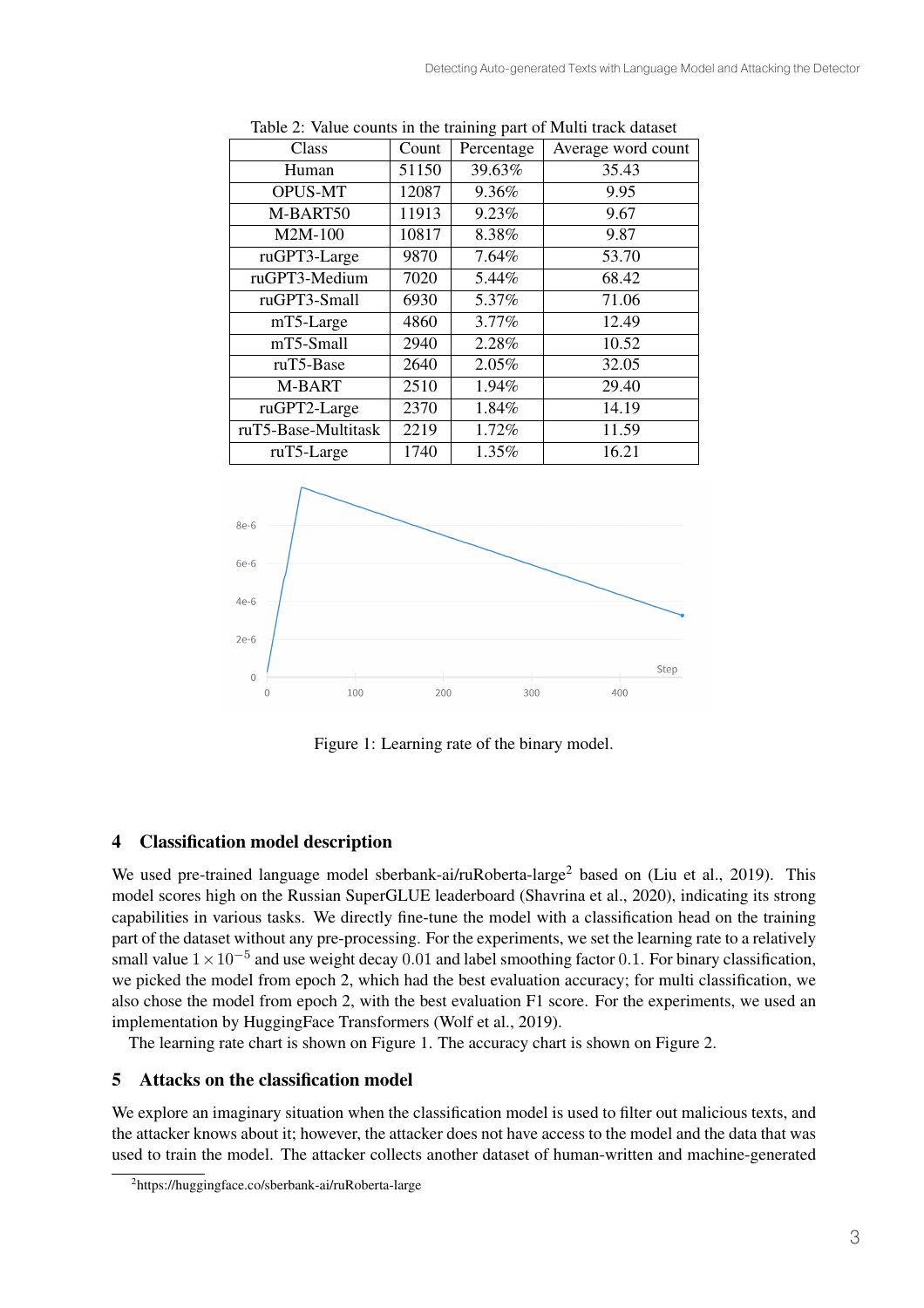Table 2: Value counts in the training part of Multi track dataset

| Class | Count | Percentage | Average word count |
|---|---|---|---|
| Human | 51150 | 39.63% | 35.43 |
| OPUS-MT | 12087 | 9.36% | 9.95 |
| M-BART50 | 11913 | 9.23% | 9.67 |
| M2M-100 | 10817 | 8.38% | 9.87 |
| ruGPT3-Large | 9870 | 7.64% | 53.70 |
| ruGPT3-Medium | 7020 | 5.44% | 68.42 |
| ruGPT3-Small | 6930 | 5.37% | 71.06 |
| mT5-Large | 4860 | 3.77% | 12.49 |
| mT5-Small | 2940 | 2.28% | 10.52 |
| ruT5-Base | 2640 | 2.05% | 32.05 |
| M-BART | 2510 | 1.94% | 29.40 |
| ruGPT2-Large | 2370 | 1.84% | 14.19 |
| ruT5-Base-Multitask | 2219 | 1.72% | 11.59 |
| ruT5-Large | 1740 | 1.35% | 16.21 |

Figure 1: Learning rate of the binary model.

## 4 Classification model description

We used pre-trained language model sberbank-ai/ruRoberta-large[2] based on (Liu et al., 2019). This model scores high on the Russian SuperGLUE leaderboard (Shavrina et al., 2020), indicating its strong capabilities in various tasks. We directly fine-tune the model with a classification head on the training part of the dataset without any pre-processing. For the experiments, we set the learning rate to a relatively small value $1 \times 10^{-5}$ and use weight decay 0.01 and label smoothing factor 0.1. For binary classification, we picked the model from epoch 2, which had the best evaluation accuracy; for multi classification, we also chose the model from epoch 2, with the best evaluation F1 score. For the experiments, we used an implementation by HuggingFace Transformers (Wolf et al., 2019).

The learning rate chart is shown on Figure 1. The accuracy chart is shown on Figure 2.

## 5 Attacks on the classification model

We explore an imaginary situation when the classification model is used to filter out malicious texts, and the attacker knows about it; however, the attacker does not have access to the model and the data that was used to train the model. The attacker collects another dataset of human-written and machine-generated

[2] https://huggingface.co/sberbank-ai/ruRoberta-large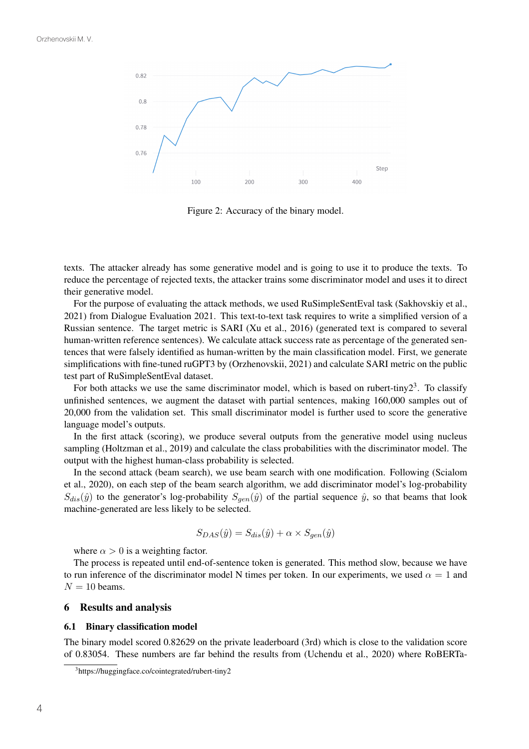Figure 2: Accuracy of the binary model.

texts. The attacker already has some generative model and is going to use it to produce the texts. To reduce the percentage of rejected texts, the attacker trains some discriminator model and uses it to direct their generative model.

For the purpose of evaluating the attack methods, we used RuSimpleSentEval task (Sakhovskiy et al., 2021) from Dialogue Evaluation 2021. This text-to-text task requires to write a simplified version of a Russian sentence. The target metric is SARI (Xu et al., 2016) (generated text is compared to several human-written reference sentences). We calculate attack success rate as percentage of the generated sentences that were falsely identified as human-written by the main classification model. First, we generate simplifications with fine-tuned ruGPT3 by (Orzhenovskii, 2021) and calculate SARI metric on the public test part of RuSimpleSentEval dataset.

For both attacks we use the same discriminator model, which is based on rubert-tiny2[3]. To classify unfinished sentences, we augment the dataset with partial sentences, making 160,000 samples out of 20,000 from the validation set. This small discriminator model is further used to score the generative language model's outputs.

In the first attack (scoring), we produce several outputs from the generative model using nucleus sampling (Holtzman et al., 2019) and calculate the class probabilities with the discriminator model. The output with the highest human-class probability is selected.

In the second attack (beam search), we use beam search with one modification. Following (Scialom et al., 2020), on each step of the beam search algorithm, we add discriminator model's log-probability $S_{dis}(\hat{y})$ to the generator's log-probability $S_{gen}(\hat{y})$ of the partial sequence $\hat{y}$, so that beams that look machine-generated are less likely to be selected.

$$S_{DAS}(\hat{y}) = S_{dis}(\hat{y}) + \alpha \times S_{gen}(\hat{y})$$

where $\alpha > 0$ is a weighting factor.

The process is repeated until end-of-sentence token is generated. This method slow, because we have to run inference of the discriminator model N times per token. In our experiments, we used $\alpha = 1$ and $N = 10$ beams.

## 6 Results and analysis

### 6.1 Binary classification model

The binary model scored 0.82629 on the private leaderboard (3rd) which is close to the validation score of 0.83054. These numbers are far behind the results from (Uchendu et al., 2020) where RoBERTa-

[3] https://huggingface.co/cointegrated/rubert-tiny2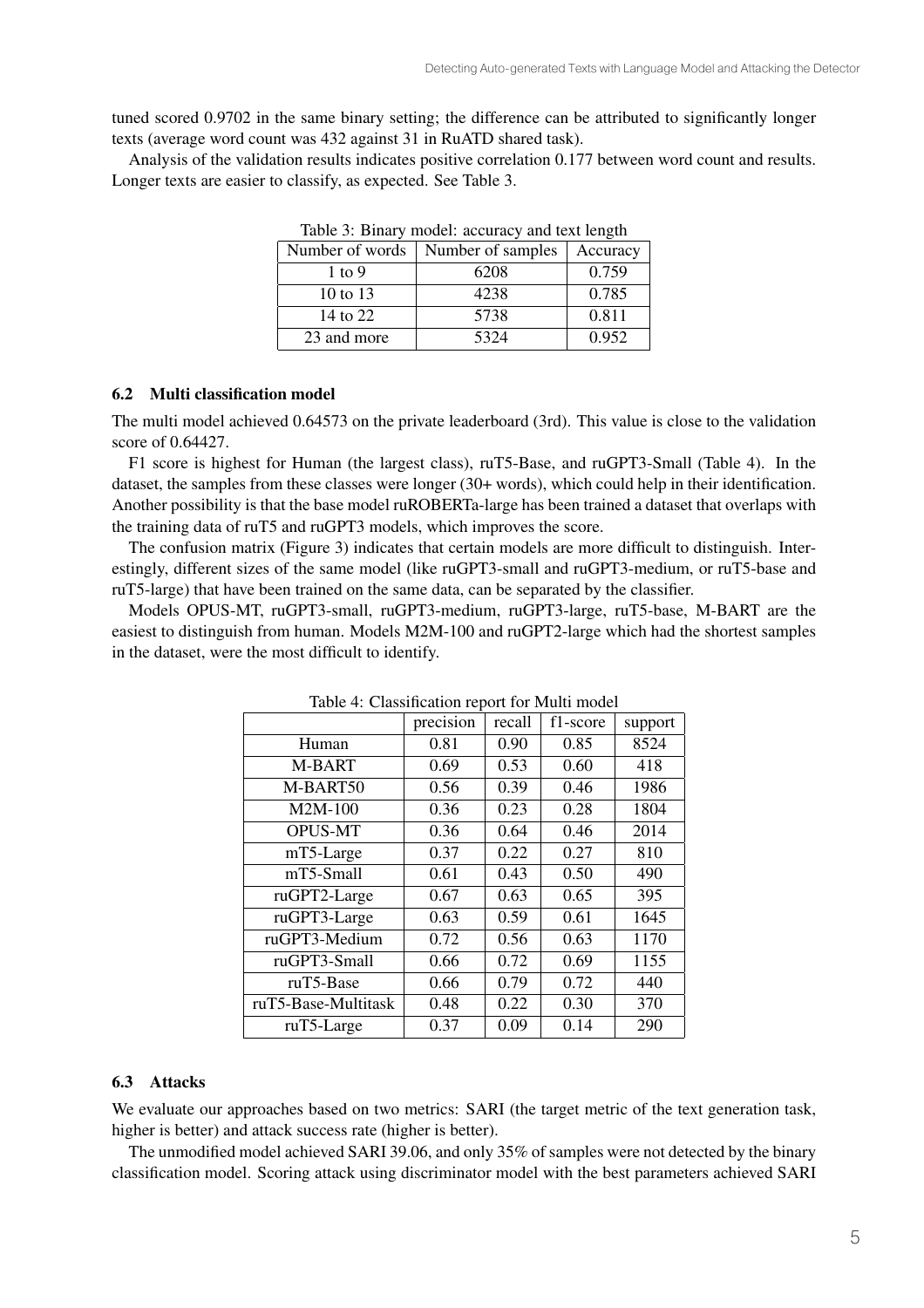tuned scored 0.9702 in the same binary setting; the difference can be attributed to significantly longer texts (average word count was 432 against 31 in RuATD shared task).

Analysis of the validation results indicates positive correlation 0.177 between word count and results. Longer texts are easier to classify, as expected. See Table 3.

Table 3: Binary model: accuracy and text length

| Number of words | Number of samples | Accuracy |
|---|---|---|
| 1 to 9 | 6208 | 0.759 |
| 10 to 13 | 4238 | 0.785 |
| 14 to 22 | 5738 | 0.811 |
| 23 and more | 5324 | 0.952 |

### 6.2 Multi classification model

The multi model achieved 0.64573 on the private leaderboard (3rd). This value is close to the validation score of 0.64427.

F1 score is highest for Human (the largest class), ruT5-Base, and ruGPT3-Small (Table 4). In the dataset, the samples from these classes were longer (30+ words), which could help in their identification. Another possibility is that the base model ruROBERTa-large has been trained a dataset that overlaps with the training data of ruT5 and ruGPT3 models, which improves the score.

The confusion matrix (Figure 3) indicates that certain models are more difficult to distinguish. Interestingly, different sizes of the same model (like ruGPT3-small and ruGPT3-medium, or ruT5-base and ruT5-large) that have been trained on the same data, can be separated by the classifier.

Models OPUS-MT, ruGPT3-small, ruGPT3-medium, ruGPT3-large, ruT5-base, M-BART are the easiest to distinguish from human. Models M2M-100 and ruGPT2-large which had the shortest samples in the dataset, were the most difficult to identify.

Table 4: Classification report for Multi model

| | precision | recall | f1-score | support |
|---|---|---|---|---|
| Human | 0.81 | 0.90 | 0.85 | 8524 |
| M-BART | 0.69 | 0.53 | 0.60 | 418 |
| M-BART50 | 0.56 | 0.39 | 0.46 | 1986 |
| M2M-100 | 0.36 | 0.23 | 0.28 | 1804 |
| OPUS-MT | 0.36 | 0.64 | 0.46 | 2014 |
| mT5-Large | 0.37 | 0.22 | 0.27 | 810 |
| mT5-Small | 0.61 | 0.43 | 0.50 | 490 |
| ruGPT2-Large | 0.67 | 0.63 | 0.65 | 395 |
| ruGPT3-Large | 0.63 | 0.59 | 0.61 | 1645 |
| ruGPT3-Medium | 0.72 | 0.56 | 0.63 | 1170 |
| ruGPT3-Small | 0.66 | 0.72 | 0.69 | 1155 |
| ruT5-Base | 0.66 | 0.79 | 0.72 | 440 |
| ruT5-Base-Multitask | 0.48 | 0.22 | 0.30 | 370 |
| ruT5-Large | 0.37 | 0.09 | 0.14 | 290 |

### 6.3 Attacks

We evaluate our approaches based on two metrics: SARI (the target metric of the text generation task, higher is better) and attack success rate (higher is better).

The unmodified model achieved SARI 39.06, and only 35% of samples were not detected by the binary classification model. Scoring attack using discriminator model with the best parameters achieved SARI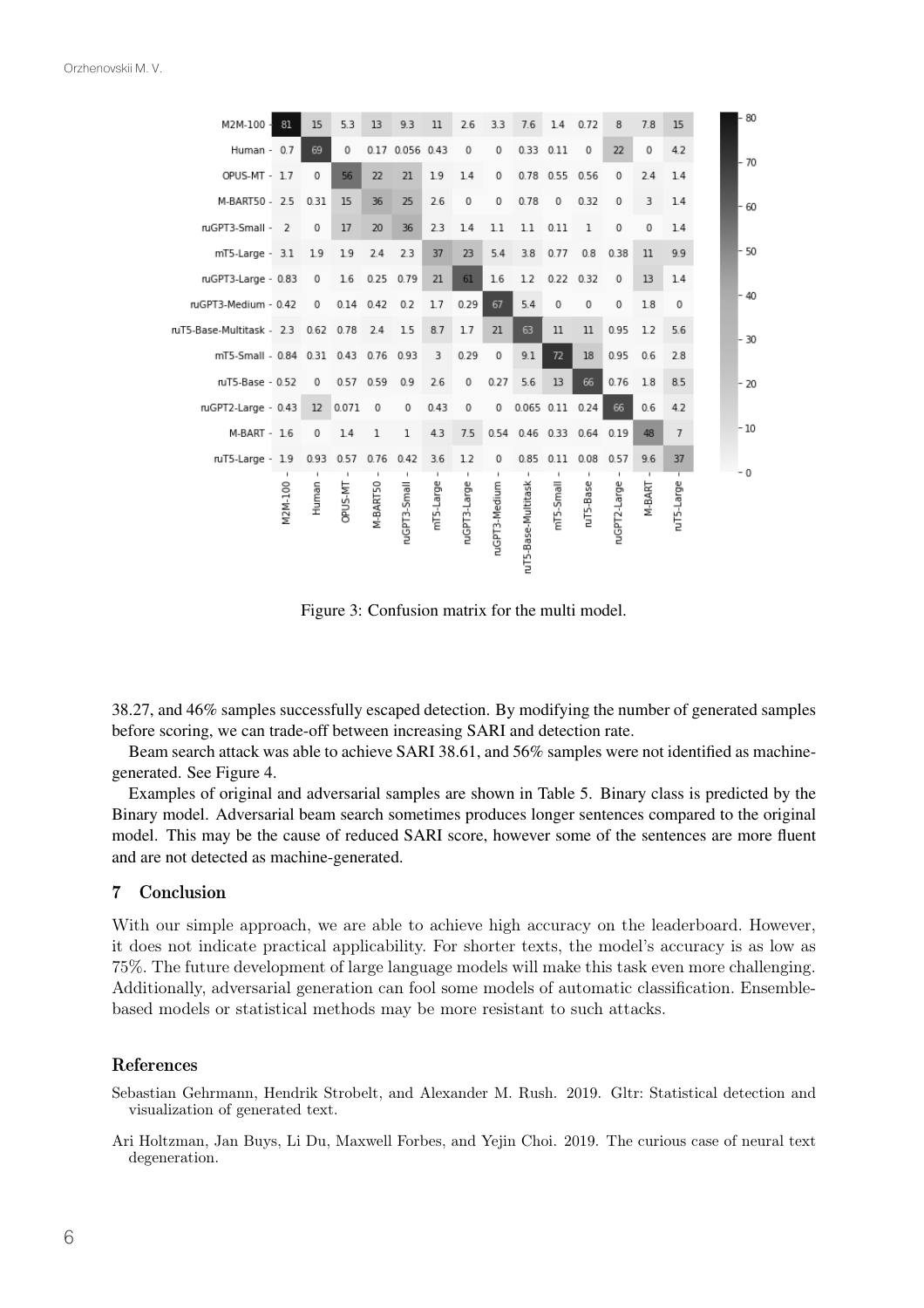| | M2M-100 | Human | OPUS-MT | M-BART50 | ruGPT3-Small | mT5-Large | ruGPT3-Large | ruGPT3-Medium | ruT5-Base-Multitask | mT5-Small | ruT5-Base | ruGPT2-Large | M-BART | ruT5-Large |
|---|---|---|---|---|---|---|---|---|---|---|---|---|---|---|
| M2M-100 | 81 | 15 | 5.3 | 13 | 9.3 | 11 | 2.6 | 3.3 | 7.6 | 1.4 | 0.72 | 8 | 7.8 | 15 |
| Human | 0.7 | 69 | 0 | 0.17 | 0.056 | 0.43 | 0 | 0 | 0.33 | 0.11 | 0 | 22 | 0 | 4.2 |
| OPUS-MT | 1.7 | 0 | 56 | 22 | 21 | 1.9 | 1.4 | 0 | 0.78 | 0.55 | 0.56 | 0 | 2.4 | 1.4 |
| M-BART50 | 2.5 | 0.31 | 15 | 36 | 25 | 2.6 | 0 | 0 | 0.78 | 0 | 0.32 | 0 | 3 | 1.4 |
| ruGPT3-Small | 2 | 0 | 17 | 20 | 36 | 2.3 | 1.4 | 1.1 | 1.1 | 0.11 | 1 | 0 | 0 | 1.4 |
| mT5-Large | 3.1 | 1.9 | 1.9 | 2.4 | 2.3 | 37 | 23 | 5.4 | 3.8 | 0.77 | 0.8 | 0.38 | 11 | 9.9 |
| ruGPT3-Large | 0.83 | 0 | 1.6 | 0.25 | 0.79 | 21 | 61 | 1.6 | 1.2 | 0.22 | 0.32 | 0 | 13 | 1.4 |
| ruGPT3-Medium | 0.42 | 0 | 0.14 | 0.42 | 0.2 | 1.7 | 0.29 | 67 | 5.4 | 0 | 0 | 0 | 1.8 | 0 |
| ruT5-Base-Multitask | 2.3 | 0.62 | 0.78 | 2.4 | 1.5 | 8.7 | 1.7 | 21 | 63 | 11 | 11 | 0.95 | 1.2 | 5.6 |
| mT5-Small | 0.84 | 0.31 | 0.43 | 0.76 | 0.93 | 3 | 0.29 | 0 | 9.1 | 72 | 18 | 0.95 | 0.6 | 2.8 |
| ruT5-Base | 0.52 | 0 | 0.57 | 0.59 | 0.9 | 2.6 | 0 | 0.27 | 5.6 | 13 | 66 | 0.76 | 1.8 | 8.5 |
| ruGPT2-Large | 0.43 | 12 | 0.071 | 0 | 0 | 0.43 | 0 | 0 | 0.065 | 0.11 | 0.24 | 66 | 0.6 | 4.2 |
| M-BART | 1.6 | 0 | 1.4 | 1 | 1 | 4.3 | 7.5 | 0.54 | 0.46 | 0.33 | 0.64 | 0.19 | 48 | 7 |
| ruT5-Large | 1.9 | 0.93 | 0.57 | 0.76 | 0.42 | 3.6 | 1.2 | 0 | 0.85 | 0.11 | 0.08 | 0.57 | 9.6 | 37 |

Figure 3: Confusion matrix for the multi model.

38.27, and 46% samples successfully escaped detection. By modifying the number of generated samples before scoring, we can trade-off between increasing SARI and detection rate.

Beam search attack was able to achieve SARI 38.61, and 56% samples were not identified as machine-generated. See Figure 4.

Examples of original and adversarial samples are shown in Table 5. Binary class is predicted by the Binary model. Adversarial beam search sometimes produces longer sentences compared to the original model. This may be the cause of reduced SARI score, however some of the sentences are more fluent and are not detected as machine-generated.

## 7 Conclusion

With our simple approach, we are able to achieve high accuracy on the leaderboard. However, it does not indicate practical applicability. For shorter texts, the model's accuracy is as low as 75%. The future development of large language models will make this task even more challenging. Additionally, adversarial generation can fool some models of automatic classification. Ensemble-based models or statistical methods may be more resistant to such attacks.

## References

Sebastian Gehrmann, Hendrik Strobelt, and Alexander M. Rush. 2019. Gltr: Statistical detection and visualization of generated text.

Ari Holtzman, Jan Buys, Li Du, Maxwell Forbes, and Yejin Choi. 2019. The curious case of neural text degeneration.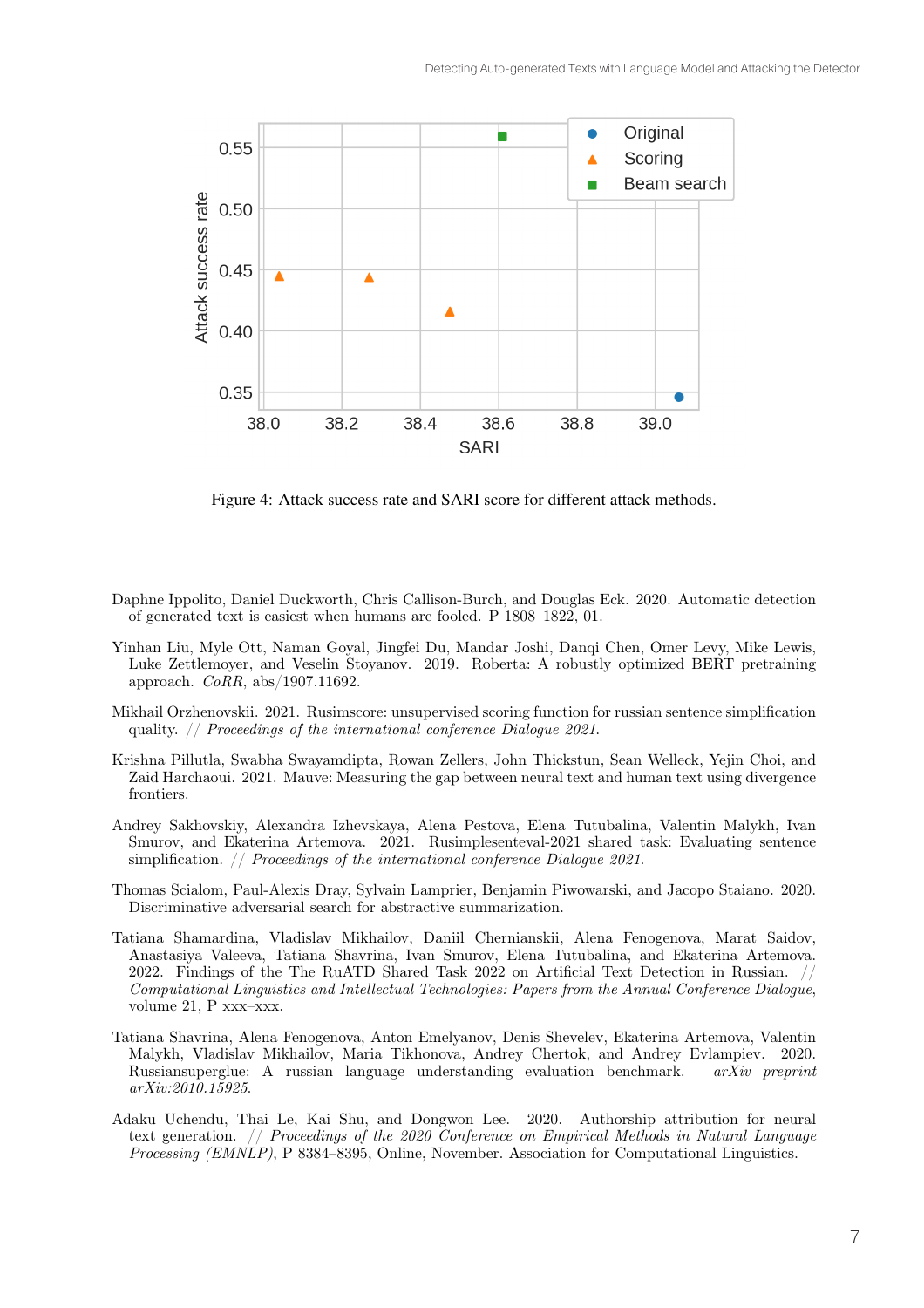Figure 4: Attack success rate and SARI score for different attack methods.

Daphne Ippolito, Daniel Duckworth, Chris Callison-Burch, and Douglas Eck. 2020. Automatic detection of generated text is easiest when humans are fooled. P 1808–1822, 01.

Yinhan Liu, Myle Ott, Naman Goyal, Jingfei Du, Mandar Joshi, Danqi Chen, Omer Levy, Mike Lewis, Luke Zettlemoyer, and Veselin Stoyanov. 2019. Roberta: A robustly optimized BERT pretraining approach. *CoRR*, abs/1907.11692.

Mikhail Orzhenovskii. 2021. Rusimscore: unsupervised scoring function for russian sentence simplification quality. // *Proceedings of the international conference Dialogue 2021.*

Krishna Pillutla, Swabha Swayamdipta, Rowan Zellers, John Thickstun, Sean Welleck, Yejin Choi, and Zaid Harchaoui. 2021. Mauve: Measuring the gap between neural text and human text using divergence frontiers.

Andrey Sakhovskiy, Alexandra Izhevskaya, Alena Pestova, Elena Tutubalina, Valentin Malykh, Ivan Smurov, and Ekaterina Artemova. 2021. Rusimplesenteval-2021 shared task: Evaluating sentence simplification. // *Proceedings of the international conference Dialogue 2021.*

Thomas Scialom, Paul-Alexis Dray, Sylvain Lamprier, Benjamin Piwowarski, and Jacopo Staiano. 2020. Discriminative adversarial search for abstractive summarization.

Tatiana Shamardina, Vladislav Mikhailov, Daniil Chernianskii, Alena Fenogenova, Marat Saidov, Anastasiya Valeeva, Tatiana Shavrina, Ivan Smurov, Elena Tutubalina, and Ekaterina Artemova. 2022. Findings of the The RuATD Shared Task 2022 on Artificial Text Detection in Russian. // *Computational Linguistics and Intellectual Technologies: Papers from the Annual Conference Dialogue*, volume 21, P xxx–xxx.

Tatiana Shavrina, Alena Fenogenova, Anton Emelyanov, Denis Shevelev, Ekaterina Artemova, Valentin Malykh, Vladislav Mikhailov, Maria Tikhonova, Andrey Chertok, and Andrey Evlampiev. 2020. Russiansuperglue: A russian language understanding evaluation benchmark. *arXiv preprint arXiv:2010.15925.*

Adaku Uchendu, Thai Le, Kai Shu, and Dongwon Lee. 2020. Authorship attribution for neural text generation. // *Proceedings of the 2020 Conference on Empirical Methods in Natural Language Processing (EMNLP)*, P 8384–8395, Online, November. Association for Computational Linguistics.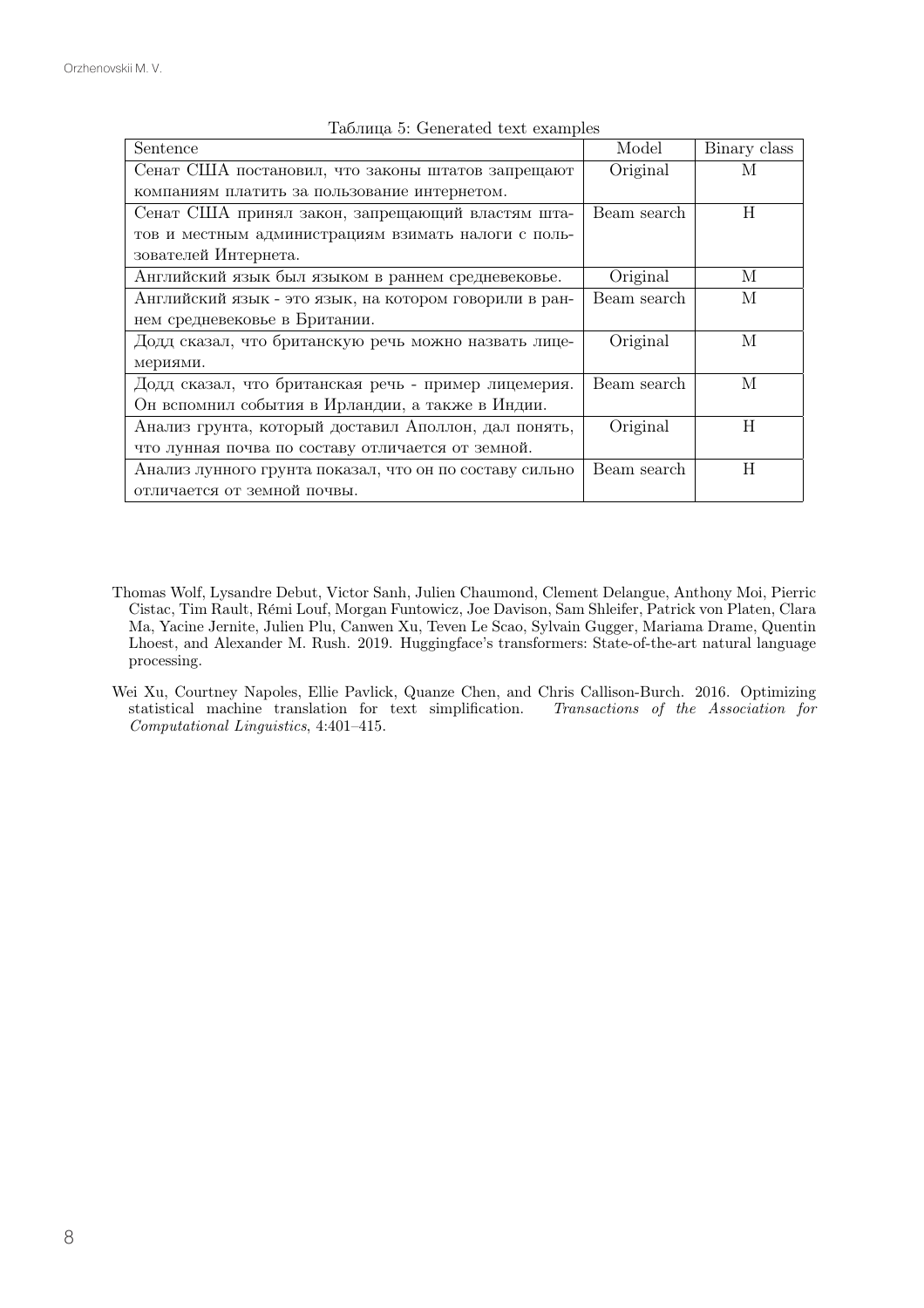Таблица 5: Generated text examples

| Sentence | Model | Binary class |
|---|---|---|
| Сенат США постановил, что законы штатов запрещают компаниям платить за пользование интернетом. | Original | M |
| Сенат США принял закон, запрещающий властям штатов и местным администрациям взимать налоги с пользователей Интернета. | Beam search | H |
| Английский язык был языком в раннем средневековье. | Original | M |
| Английский язык - это язык, на котором говорили в раннем средневековье в Британии. | Beam search | M |
| Додд сказал, что британскую речь можно назвать лицемериями. | Original | M |
| Додд сказал, что британская речь - пример лицемерия. Он вспомнил события в Ирландии, а также в Индии. | Beam search | M |
| Анализ грунта, который доставил Аполлон, дал понять, что лунная почва по составу отличается от земной. | Original | H |
| Анализ лунного грунта показал, что он по составу сильно отличается от земной почвы. | Beam search | H |

Thomas Wolf, Lysandre Debut, Victor Sanh, Julien Chaumond, Clement Delangue, Anthony Moi, Pierric Cistac, Tim Rault, Rémi Louf, Morgan Funtowicz, Joe Davison, Sam Shleifer, Patrick von Platen, Clara Ma, Yacine Jernite, Julien Plu, Canwen Xu, Teven Le Scao, Sylvain Gugger, Mariama Drame, Quentin Lhoest, and Alexander M. Rush. 2019. Huggingface's transformers: State-of-the-art natural language processing.

Wei Xu, Courtney Napoles, Ellie Pavlick, Quanze Chen, and Chris Callison-Burch. 2016. Optimizing statistical machine translation for text simplification. *Transactions of the Association for Computational Linguistics*, 4:401–415.